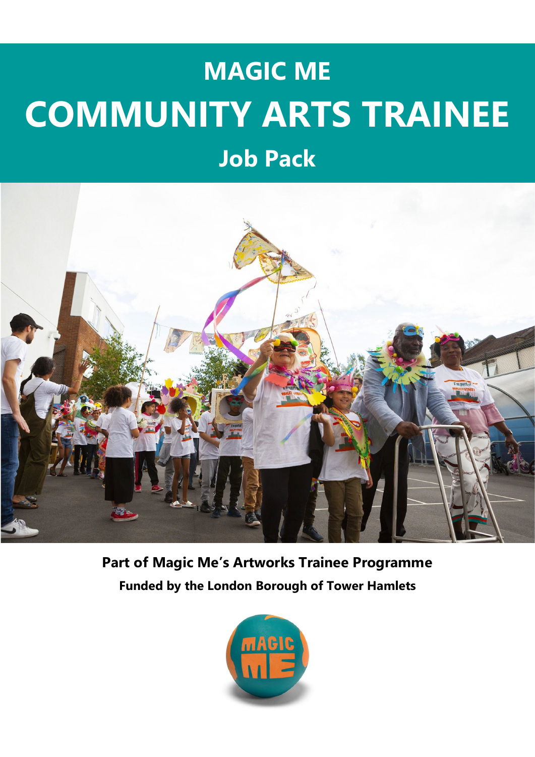# MAGIC ME
# COMMUNITY ARTS TRAINEE
## Job Pack

**Part of Magic Me's Artworks Trainee Programme**

**Funded by the London Borough of Tower Hamlets**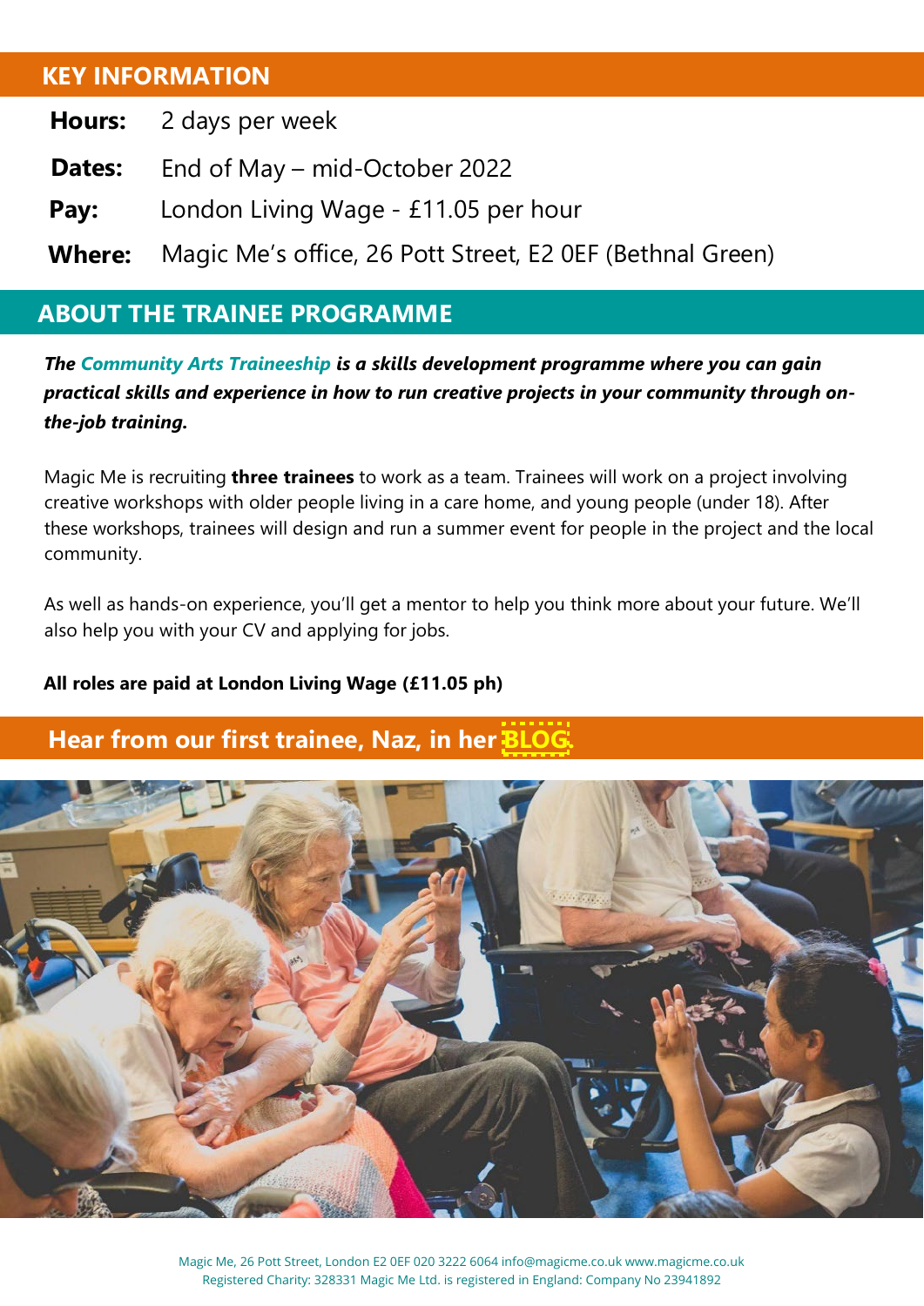## KEY INFORMATION

**Hours:** 2 days per week

**Dates:** End of May – mid-October 2022

**Pay:** London Living Wage - £11.05 per hour

**Where:** Magic Me's office, 26 Pott Street, E2 0EF (Bethnal Green)

## ABOUT THE TRAINEE PROGRAMME

***The Community Arts Traineeship is a skills development programme where you can gain practical skills and experience in how to run creative projects in your community through on-the-job training.***

Magic Me is recruiting **three trainees** to work as a team. Trainees will work on a project involving creative workshops with older people living in a care home, and young people (under 18). After these workshops, trainees will design and run a summer event for people in the project and the local community.

As well as hands-on experience, you'll get a mentor to help you think more about your future. We'll also help you with your CV and applying for jobs.

**All roles are paid at London Living Wage (£11.05 ph)**

## Hear from our first trainee, Naz, in her BLOG.

Magic Me, 26 Pott Street, London E2 0EF 020 3222 6064 info@magicme.co.uk www.magicme.co.uk
Registered Charity: 328331 Magic Me Ltd. is registered in England: Company No 23941892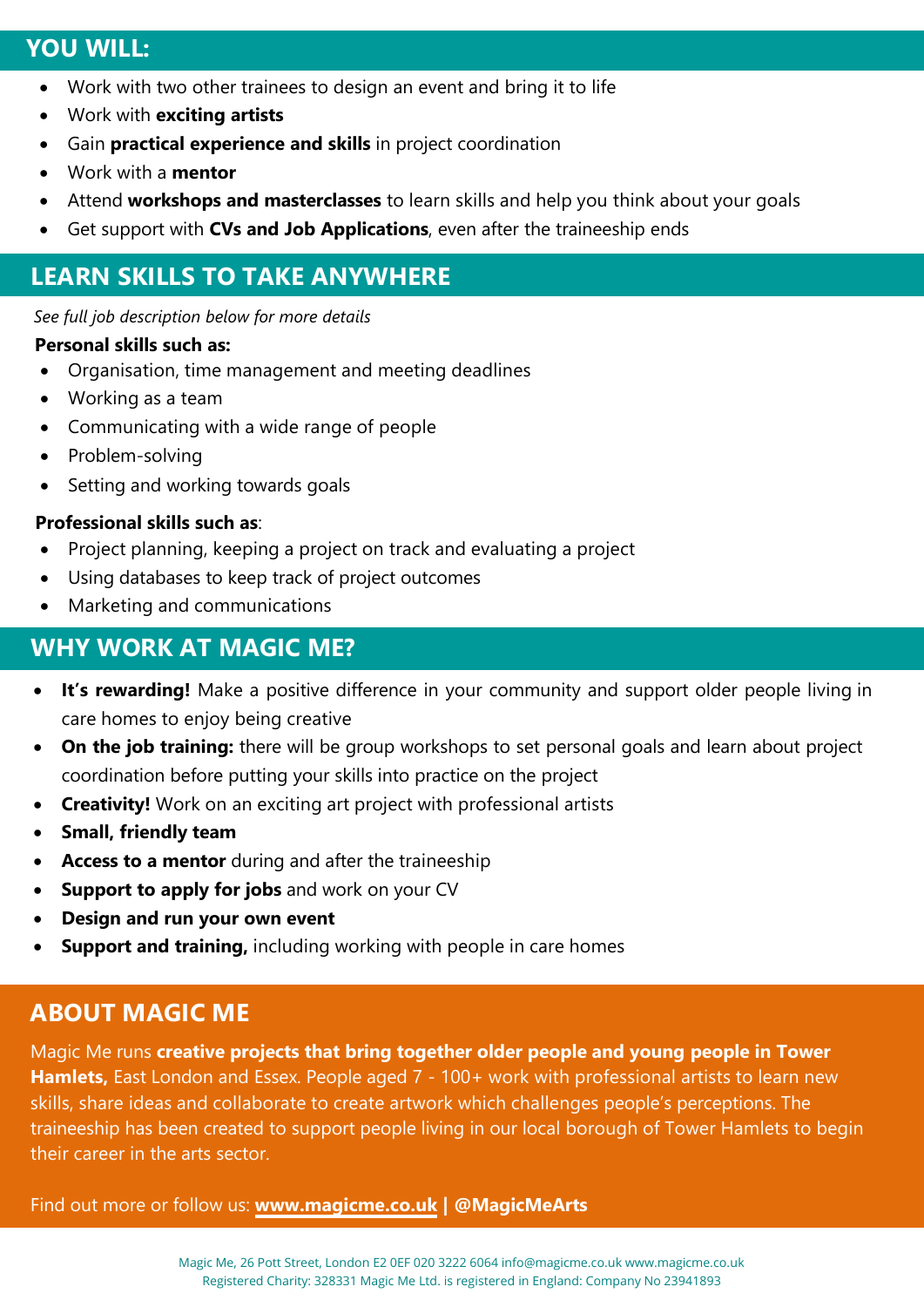## YOU WILL:

- Work with two other trainees to design an event and bring it to life
- Work with **exciting artists**
- Gain **practical experience and skills** in project coordination
- Work with a **mentor**
- Attend **workshops and masterclasses** to learn skills and help you think about your goals
- Get support with **CVs and Job Applications**, even after the traineeship ends

## LEARN SKILLS TO TAKE ANYWHERE

*See full job description below for more details*

**Personal skills such as:**

- Organisation, time management and meeting deadlines
- Working as a team
- Communicating with a wide range of people
- Problem-solving
- Setting and working towards goals

**Professional skills such as**:

- Project planning, keeping a project on track and evaluating a project
- Using databases to keep track of project outcomes
- Marketing and communications

## WHY WORK AT MAGIC ME?

- **It's rewarding!** Make a positive difference in your community and support older people living in care homes to enjoy being creative
- **On the job training:** there will be group workshops to set personal goals and learn about project coordination before putting your skills into practice on the project
- **Creativity!** Work on an exciting art project with professional artists
- **Small, friendly team**
- **Access to a mentor** during and after the traineeship
- **Support to apply for jobs** and work on your CV
- **Design and run your own event**
- **Support and training,** including working with people in care homes

## ABOUT MAGIC ME

Magic Me runs **creative projects that bring together older people and young people in Tower Hamlets,** East London and Essex. People aged 7 - 100+ work with professional artists to learn new skills, share ideas and collaborate to create artwork which challenges people's perceptions. The traineeship has been created to support people living in our local borough of Tower Hamlets to begin their career in the arts sector.

Find out more or follow us: **www.magicme.co.uk | @MagicMeArts**

Magic Me, 26 Pott Street, London E2 0EF 020 3222 6064 info@magicme.co.uk www.magicme.co.uk
Registered Charity: 328331 Magic Me Ltd. is registered in England: Company No 23941893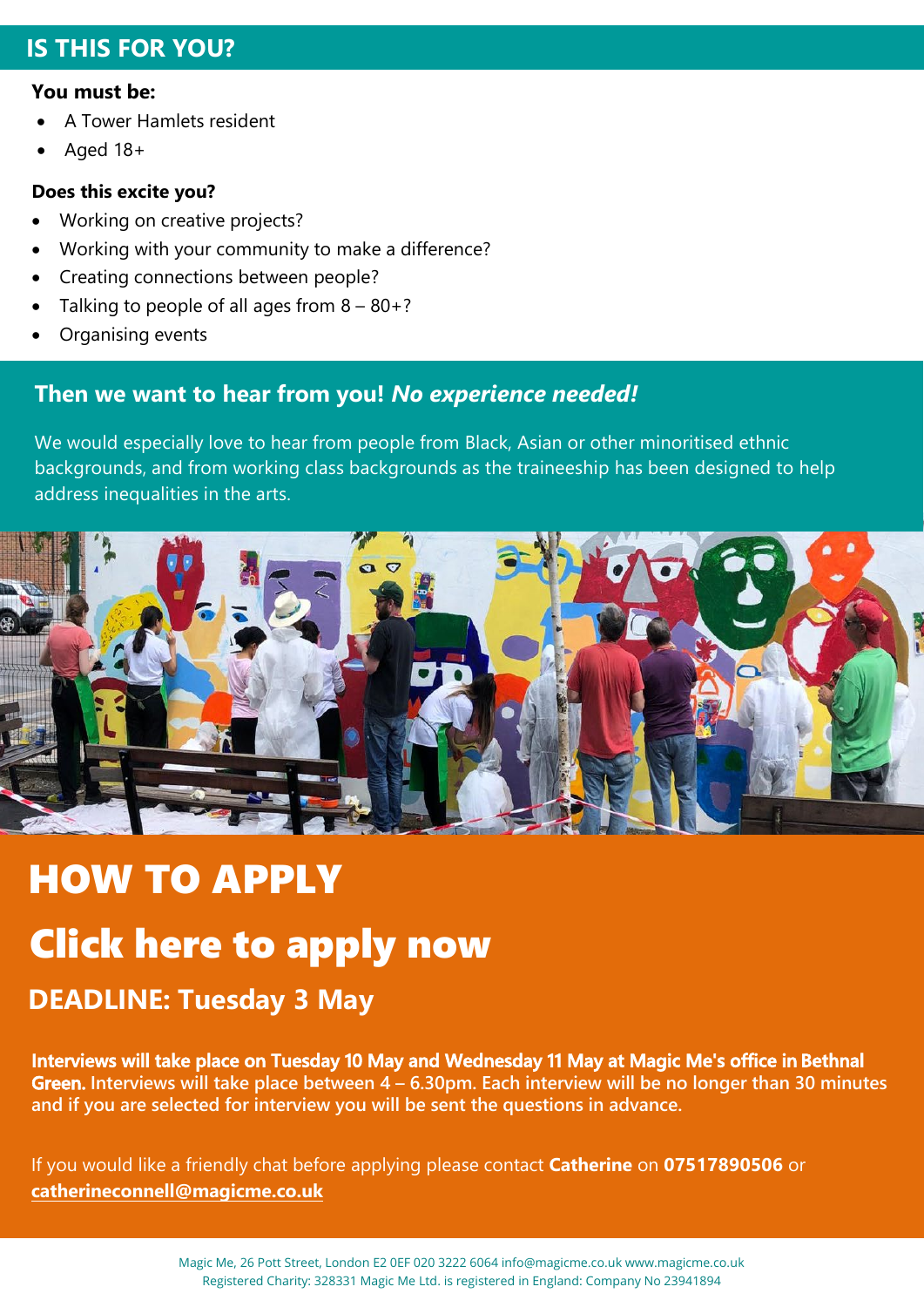## IS THIS FOR YOU?

**You must be:**

- A Tower Hamlets resident
- Aged 18+

**Does this excite you?**

- Working on creative projects?
- Working with your community to make a difference?
- Creating connections between people?
- Talking to people of all ages from 8 – 80+?
- Organising events

### Then we want to hear from you! *No experience needed!*

We would especially love to hear from people from Black, Asian or other minoritised ethnic backgrounds, and from working class backgrounds as the traineeship has been designed to help address inequalities in the arts.

## HOW TO APPLY

## Click here to apply now

### DEADLINE: Tuesday 3 May

**Interviews will take place on Tuesday 10 May and Wednesday 11 May at Magic Me's office in Bethnal Green.** Interviews will take place between 4 – 6.30pm. Each interview will be no longer than 30 minutes and if you are selected for interview you will be sent the questions in advance.

If you would like a friendly chat before applying please contact **Catherine** on **07517890506** or **catherineconnell@magicme.co.uk**

Magic Me, 26 Pott Street, London E2 0EF 020 3222 6064 info@magicme.co.uk www.magicme.co.uk
Registered Charity: 328331 Magic Me Ltd. is registered in England: Company No 23941894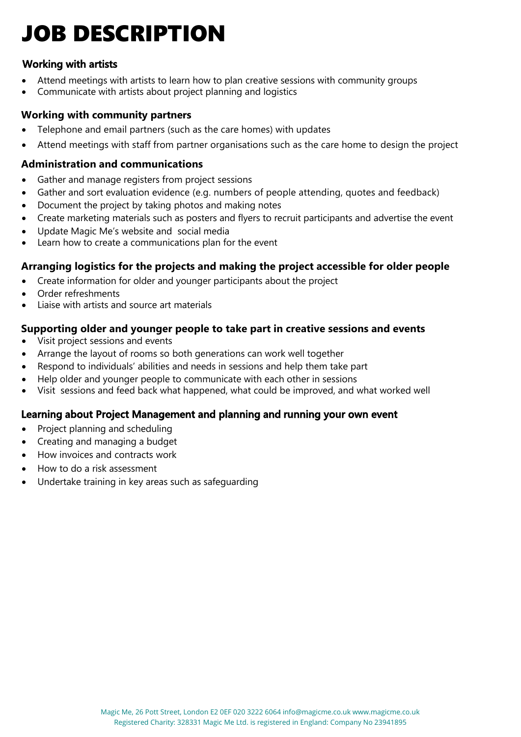# JOB DESCRIPTION

### Working with artists

- Attend meetings with artists to learn how to plan creative sessions with community groups
- Communicate with artists about project planning and logistics

### Working with community partners

- Telephone and email partners (such as the care homes) with updates
- Attend meetings with staff from partner organisations such as the care home to design the project

### Administration and communications

- Gather and manage registers from project sessions
- Gather and sort evaluation evidence (e.g. numbers of people attending, quotes and feedback)
- Document the project by taking photos and making notes
- Create marketing materials such as posters and flyers to recruit participants and advertise the event
- Update Magic Me's website and social media
- Learn how to create a communications plan for the event

### Arranging logistics for the projects and making the project accessible for older people

- Create information for older and younger participants about the project
- Order refreshments
- Liaise with artists and source art materials

### Supporting older and younger people to take part in creative sessions and events

- Visit project sessions and events
- Arrange the layout of rooms so both generations can work well together
- Respond to individuals' abilities and needs in sessions and help them take part
- Help older and younger people to communicate with each other in sessions
- Visit sessions and feed back what happened, what could be improved, and what worked well

### Learning about Project Management and planning and running your own event

- Project planning and scheduling
- Creating and managing a budget
- How invoices and contracts work
- How to do a risk assessment
- Undertake training in key areas such as safeguarding

Magic Me, 26 Pott Street, London E2 0EF 020 3222 6064 info@magicme.co.uk www.magicme.co.uk
Registered Charity: 328331 Magic Me Ltd. is registered in England: Company No 23941895